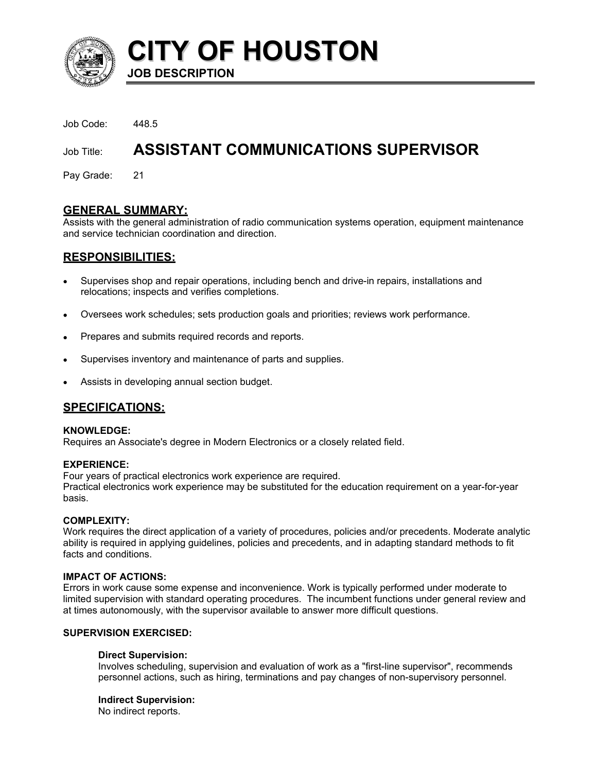# CITY OF HOUSTON

**JOB DESCRIPTION**

Job Code: 448.5

Job Title: **ASSISTANT COMMUNICATIONS SUPERVISOR**

Pay Grade: 21

## GENERAL SUMMARY:

Assists with the general administration of radio communication systems operation, equipment maintenance and service technician coordination and direction.

## RESPONSIBILITIES:

- Supervises shop and repair operations, including bench and drive-in repairs, installations and relocations; inspects and verifies completions.
- Oversees work schedules; sets production goals and priorities; reviews work performance.
- Prepares and submits required records and reports.
- Supervises inventory and maintenance of parts and supplies.
- Assists in developing annual section budget.

## SPECIFICATIONS:

**KNOWLEDGE:**
Requires an Associate's degree in Modern Electronics or a closely related field.

**EXPERIENCE:**
Four years of practical electronics work experience are required.
Practical electronics work experience may be substituted for the education requirement on a year-for-year basis.

**COMPLEXITY:**
Work requires the direct application of a variety of procedures, policies and/or precedents. Moderate analytic ability is required in applying guidelines, policies and precedents, and in adapting standard methods to fit facts and conditions.

**IMPACT OF ACTIONS:**
Errors in work cause some expense and inconvenience. Work is typically performed under moderate to limited supervision with standard operating procedures. The incumbent functions under general review and at times autonomously, with the supervisor available to answer more difficult questions.

**SUPERVISION EXERCISED:**

**Direct Supervision:**
Involves scheduling, supervision and evaluation of work as a "first-line supervisor", recommends personnel actions, such as hiring, terminations and pay changes of non-supervisory personnel.

**Indirect Supervision:**
No indirect reports.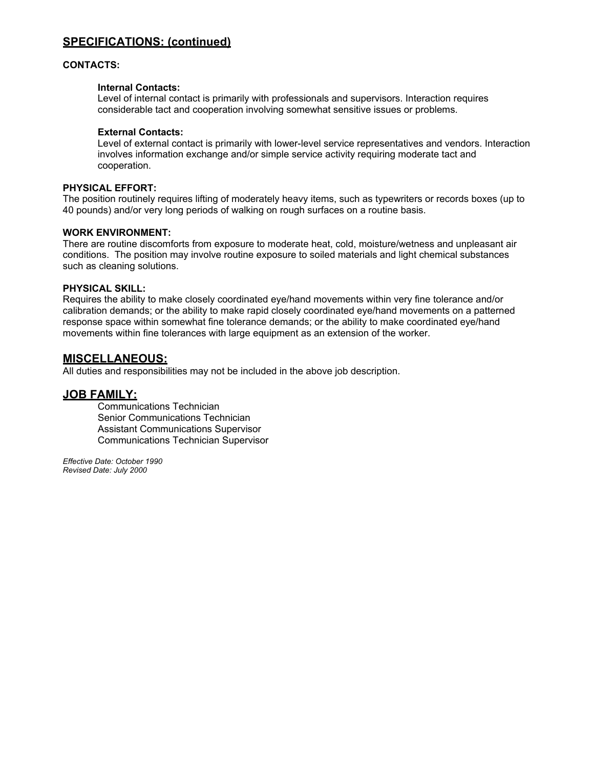## SPECIFICATIONS: (continued)

**CONTACTS:**

**Internal Contacts:**
Level of internal contact is primarily with professionals and supervisors. Interaction requires considerable tact and cooperation involving somewhat sensitive issues or problems.

**External Contacts:**
Level of external contact is primarily with lower-level service representatives and vendors. Interaction involves information exchange and/or simple service activity requiring moderate tact and cooperation.

**PHYSICAL EFFORT:**
The position routinely requires lifting of moderately heavy items, such as typewriters or records boxes (up to 40 pounds) and/or very long periods of walking on rough surfaces on a routine basis.

**WORK ENVIRONMENT:**
There are routine discomforts from exposure to moderate heat, cold, moisture/wetness and unpleasant air conditions. The position may involve routine exposure to soiled materials and light chemical substances such as cleaning solutions.

**PHYSICAL SKILL:**
Requires the ability to make closely coordinated eye/hand movements within very fine tolerance and/or calibration demands; or the ability to make rapid closely coordinated eye/hand movements on a patterned response space within somewhat fine tolerance demands; or the ability to make coordinated eye/hand movements within fine tolerances with large equipment as an extension of the worker.

## MISCELLANEOUS:

All duties and responsibilities may not be included in the above job description.

## JOB FAMILY:

Communications Technician
Senior Communications Technician
Assistant Communications Supervisor
Communications Technician Supervisor

*Effective Date: October 1990*
*Revised Date: July 2000*